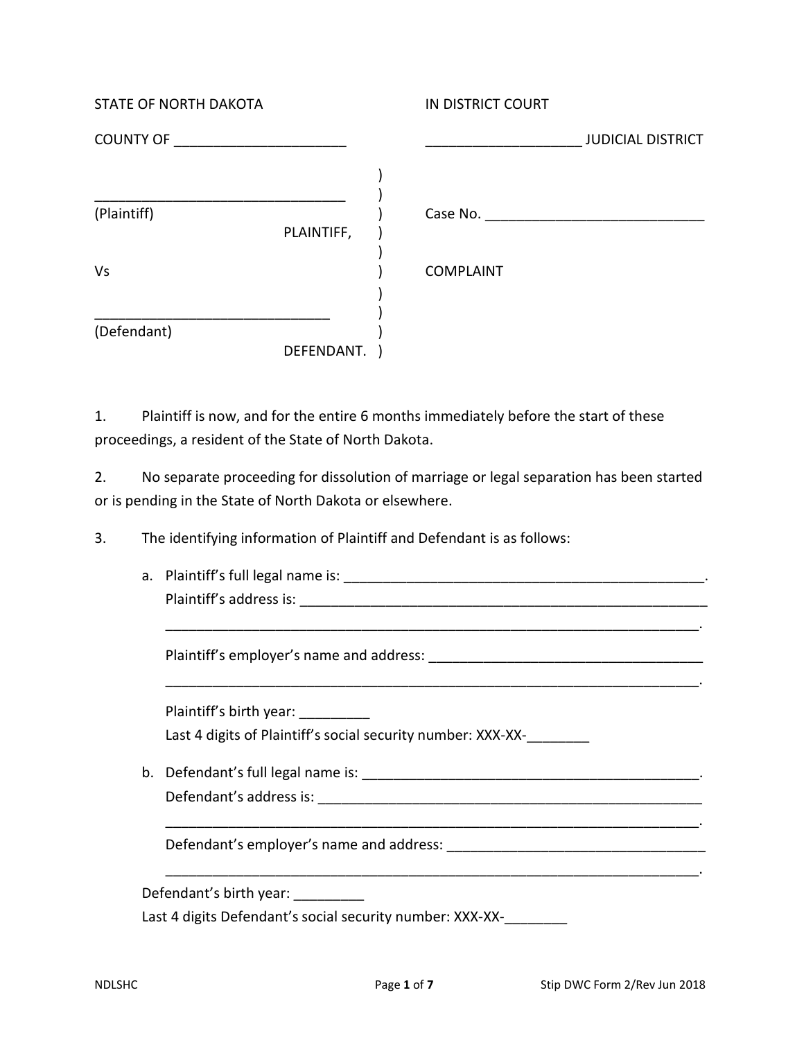STATE OF NORTH DAKOTA &nbsp;&nbsp;&nbsp;&nbsp;&nbsp;&nbsp;&nbsp;&nbsp; IN DISTRICT COURT

COUNTY OF ______________________ &nbsp;&nbsp;&nbsp;&nbsp;&nbsp;&nbsp;&nbsp;&nbsp; ____________________ JUDICIAL DISTRICT

| | | |
|---|---|---|
| ________________________________ | ) | |
| (Plaintiff) | ) | Case No. ____________________________ |
| PLAINTIFF, | ) | |
| Vs | ) | COMPLAINT |
| ______________________________ | ) | |
| (Defendant) | ) | |
| DEFENDANT. | ) | |

1. Plaintiff is now, and for the entire 6 months immediately before the start of these proceedings, a resident of the State of North Dakota.

2. No separate proceeding for dissolution of marriage or legal separation has been started or is pending in the State of North Dakota or elsewhere.

3. The identifying information of Plaintiff and Defendant is as follows:

   a. Plaintiff's full legal name is: ________________________________________________.
      Plaintiff's address is: _____________________________________________________
      ______________________________________________________________________.

      Plaintiff's employer's name and address: ___________________________________
      ______________________________________________________________________.

      Plaintiff's birth year: _________
      Last 4 digits of Plaintiff's social security number: XXX-XX-________

   b. Defendant's full legal name is: ______________________________________________.
      Defendant's address is: ___________________________________________________
      ______________________________________________________________________.
      Defendant's employer's name and address: _________________________________
      ______________________________________________________________________.

   Defendant's birth year: _________
   Last 4 digits Defendant's social security number: XXX-XX-________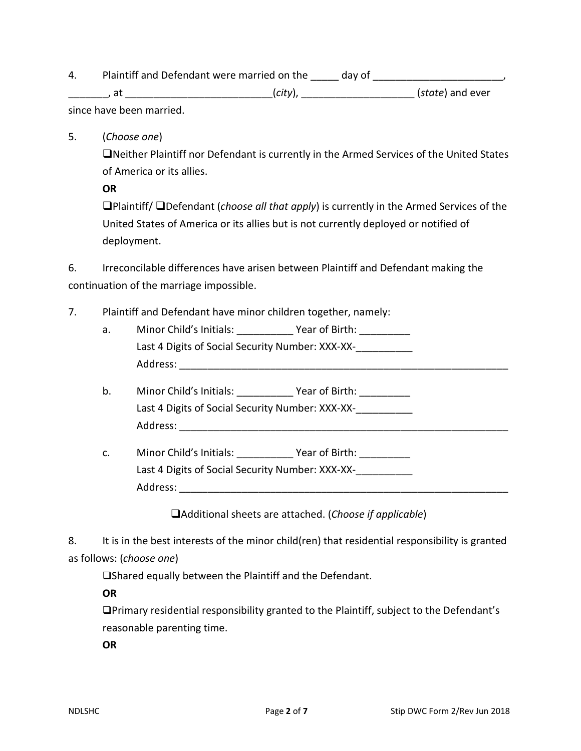4. Plaintiff and Defendant were married on the _____ day of _______________________, _______, at __________________________(*city*), ____________________ (*state*) and ever since have been married.

5. (*Choose one*)

   ❑Neither Plaintiff nor Defendant is currently in the Armed Services of the United States of America or its allies.

   **OR**

   ❑Plaintiff/ ❑Defendant (*choose all that apply*) is currently in the Armed Services of the United States of America or its allies but is not currently deployed or notified of deployment.

6. Irreconcilable differences have arisen between Plaintiff and Defendant making the continuation of the marriage impossible.

7. Plaintiff and Defendant have minor children together, namely:

   a. Minor Child's Initials: __________ Year of Birth: _________
      Last 4 Digits of Social Security Number: XXX-XX-__________
      Address: ____________________________________________________________

   b. Minor Child's Initials: __________ Year of Birth: _________
      Last 4 Digits of Social Security Number: XXX-XX-__________
      Address: ____________________________________________________________

   c. Minor Child's Initials: __________ Year of Birth: _________
      Last 4 Digits of Social Security Number: XXX-XX-__________
      Address: ____________________________________________________________

   ❑Additional sheets are attached. (*Choose if applicable*)

8. It is in the best interests of the minor child(ren) that residential responsibility is granted as follows: (*choose one*)

   ❑Shared equally between the Plaintiff and the Defendant.

   **OR**

   ❑Primary residential responsibility granted to the Plaintiff, subject to the Defendant's reasonable parenting time.

   **OR**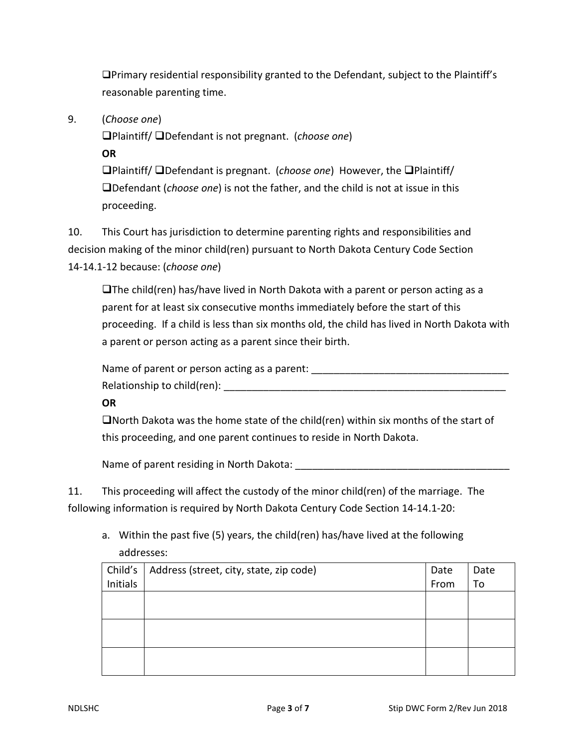❑Primary residential responsibility granted to the Defendant, subject to the Plaintiff's reasonable parenting time.

9. (*Choose one*)

❑Plaintiff/ ❑Defendant is not pregnant. (*choose one*)

**OR**

❑Plaintiff/ ❑Defendant is pregnant. (*choose one*) However, the ❑Plaintiff/ ❑Defendant (*choose one*) is not the father, and the child is not at issue in this proceeding.

10. This Court has jurisdiction to determine parenting rights and responsibilities and decision making of the minor child(ren) pursuant to North Dakota Century Code Section 14-14.1-12 because: (*choose one*)

❑The child(ren) has/have lived in North Dakota with a parent or person acting as a parent for at least six consecutive months immediately before the start of this proceeding. If a child is less than six months old, the child has lived in North Dakota with a parent or person acting as a parent since their birth.

Name of parent or person acting as a parent: ___________________________________

Relationship to child(ren): ____________________________________________________

**OR**

❑North Dakota was the home state of the child(ren) within six months of the start of this proceeding, and one parent continues to reside in North Dakota.

Name of parent residing in North Dakota: _______________________________________

11. This proceeding will affect the custody of the minor child(ren) of the marriage. The following information is required by North Dakota Century Code Section 14-14.1-20:

a. Within the past five (5) years, the child(ren) has/have lived at the following addresses:

| Child's Initials | Address (street, city, state, zip code) | Date From | Date To |
|---|---|---|---|
| | | | |
| | | | |
| | | | |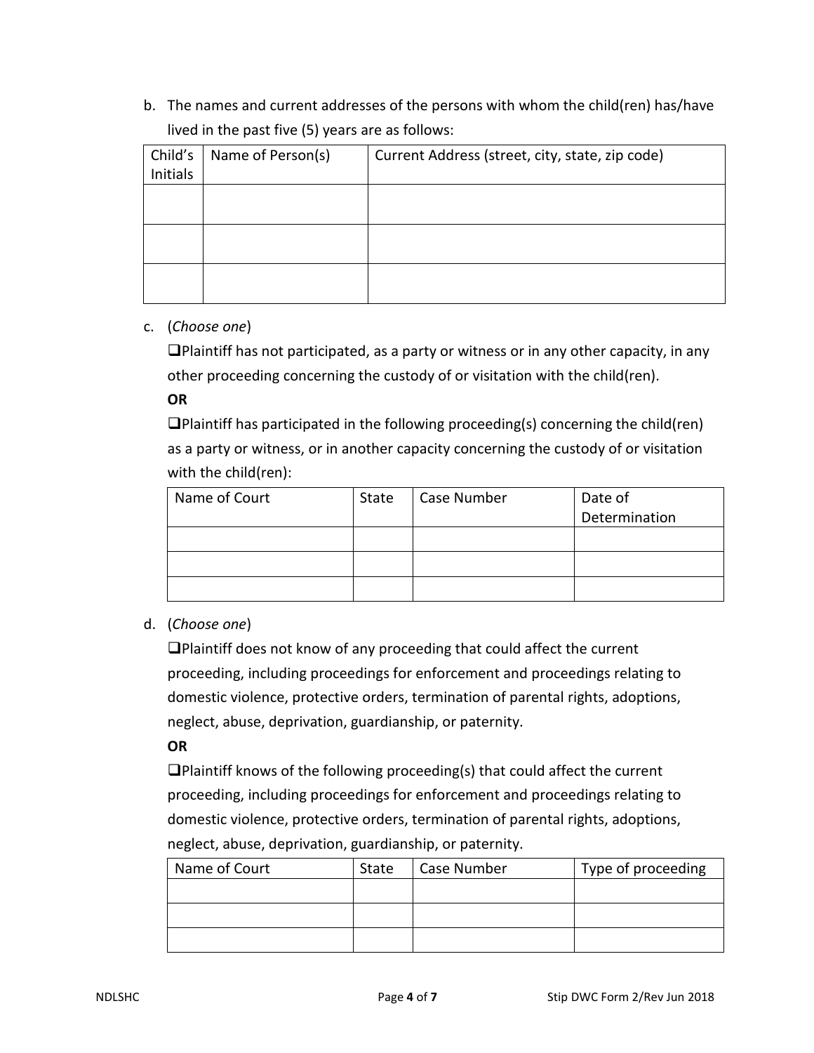b. The names and current addresses of the persons with whom the child(ren) has/have lived in the past five (5) years are as follows:

| Child's Initials | Name of Person(s) | Current Address (street, city, state, zip code) |
|---|---|---|
| | | |
| | | |
| | | |

c. (*Choose one*)

❑Plaintiff has not participated, as a party or witness or in any other capacity, in any other proceeding concerning the custody of or visitation with the child(ren).

**OR**

❑Plaintiff has participated in the following proceeding(s) concerning the child(ren) as a party or witness, or in another capacity concerning the custody of or visitation with the child(ren):

| Name of Court | State | Case Number | Date of Determination |
|---|---|---|---|
| | | | |
| | | | |
| | | | |

d. (*Choose one*)

❑Plaintiff does not know of any proceeding that could affect the current proceeding, including proceedings for enforcement and proceedings relating to domestic violence, protective orders, termination of parental rights, adoptions, neglect, abuse, deprivation, guardianship, or paternity.

**OR**

❑Plaintiff knows of the following proceeding(s) that could affect the current proceeding, including proceedings for enforcement and proceedings relating to domestic violence, protective orders, termination of parental rights, adoptions, neglect, abuse, deprivation, guardianship, or paternity.

| Name of Court | State | Case Number | Type of proceeding |
|---|---|---|---|
| | | | |
| | | | |
| | | | |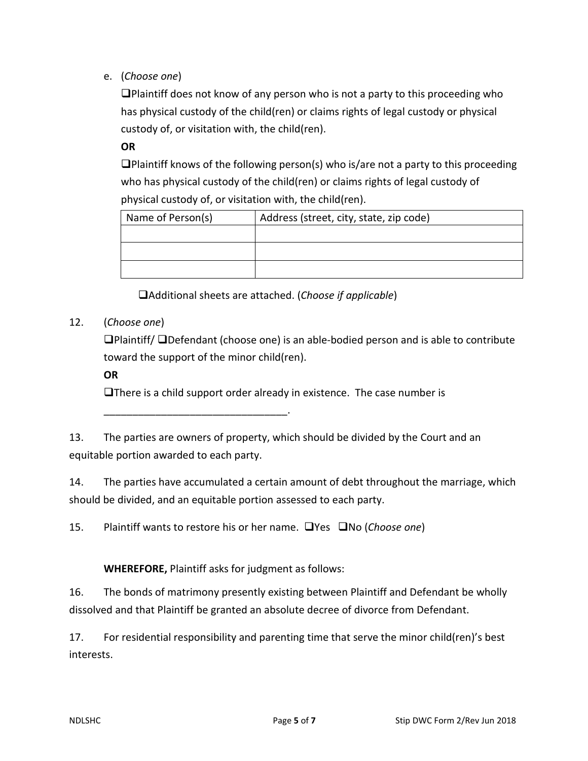e. (*Choose one*)

❑Plaintiff does not know of any person who is not a party to this proceeding who has physical custody of the child(ren) or claims rights of legal custody or physical custody of, or visitation with, the child(ren).

**OR**

❑Plaintiff knows of the following person(s) who is/are not a party to this proceeding who has physical custody of the child(ren) or claims rights of legal custody of physical custody of, or visitation with, the child(ren).

| Name of Person(s) | Address (street, city, state, zip code) |
|---|---|
| | |
| | |
| | |

❑Additional sheets are attached. (*Choose if applicable*)

12. (*Choose one*)

❑Plaintiff/ ❑Defendant (choose one) is an able-bodied person and is able to contribute toward the support of the minor child(ren).

**OR**

❑There is a child support order already in existence. The case number is ________________________________.

13. The parties are owners of property, which should be divided by the Court and an equitable portion awarded to each party.

14. The parties have accumulated a certain amount of debt throughout the marriage, which should be divided, and an equitable portion assessed to each party.

15. Plaintiff wants to restore his or her name. ❑Yes ❑No (*Choose one*)

**WHEREFORE,** Plaintiff asks for judgment as follows:

16. The bonds of matrimony presently existing between Plaintiff and Defendant be wholly dissolved and that Plaintiff be granted an absolute decree of divorce from Defendant.

17. For residential responsibility and parenting time that serve the minor child(ren)'s best interests.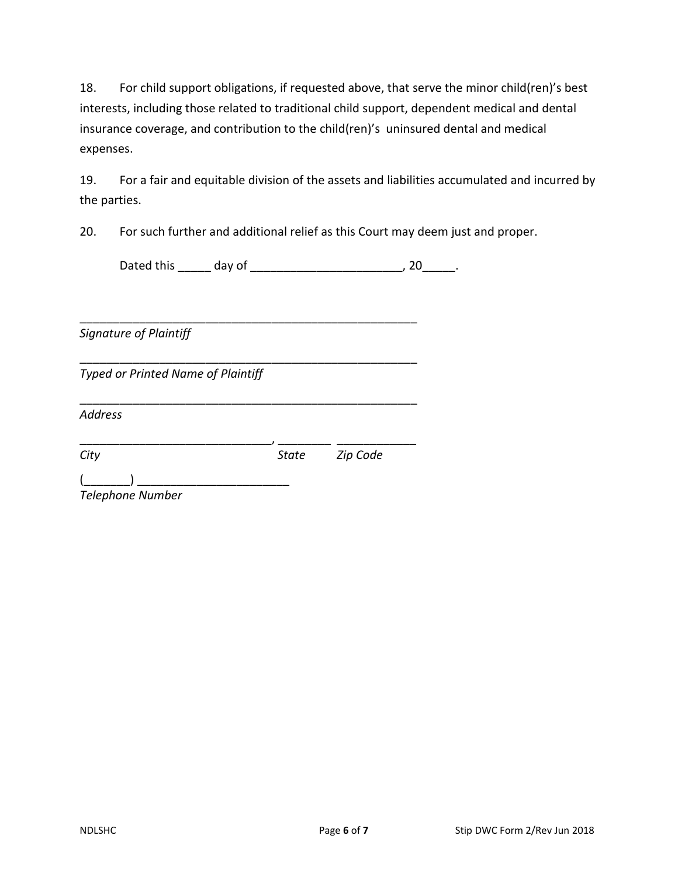18. For child support obligations, if requested above, that serve the minor child(ren)'s best interests, including those related to traditional child support, dependent medical and dental insurance coverage, and contribution to the child(ren)'s uninsured dental and medical expenses.

19. For a fair and equitable division of the assets and liabilities accumulated and incurred by the parties.

20. For such further and additional relief as this Court may deem just and proper.

Dated this _____ day of _______________________, 20_____.

_______________________________________________________
*Signature of Plaintiff*

_______________________________________________________
*Typed or Printed Name of Plaintiff*

_______________________________________________________
*Address*

_____________________________, ________ ____________
*City* *State* *Zip Code*

(_______) _______________________
*Telephone Number*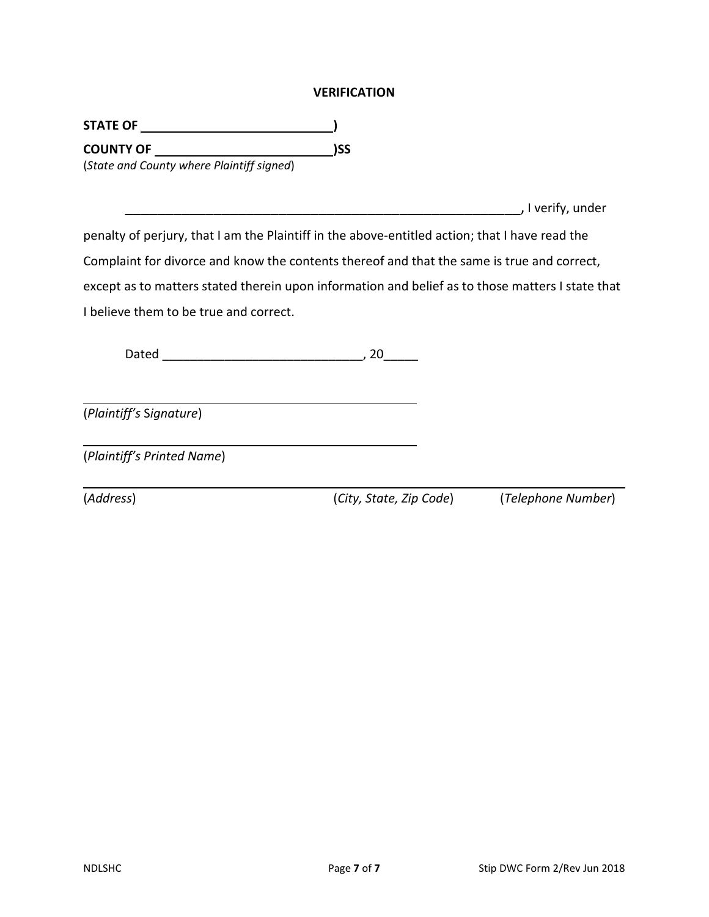**VERIFICATION**

**STATE OF \_\_\_\_\_\_\_\_\_\_\_\_\_\_\_\_\_\_\_\_\_\_\_\_\_\_\_\_)**

**COUNTY OF \_\_\_\_\_\_\_\_\_\_\_\_\_\_\_\_\_\_\_\_\_\_\_\_\_\_)SS**

(*State and County where Plaintiff signed*)

\_\_\_\_\_\_\_\_\_\_\_\_\_\_\_\_\_\_\_\_\_\_\_\_\_\_\_\_\_\_\_\_\_\_\_\_\_\_\_\_\_\_\_\_\_\_\_\_\_\_\_\_\_\_\_\_\_\_\_\_, I verify, under penalty of perjury, that I am the Plaintiff in the above-entitled action; that I have read the Complaint for divorce and know the contents thereof and that the same is true and correct, except as to matters stated therein upon information and belief as to those matters I state that I believe them to be true and correct.

Dated \_\_\_\_\_\_\_\_\_\_\_\_\_\_\_\_\_\_\_\_\_\_\_\_\_\_\_\_\_\_, 20\_\_\_\_\_

\_\_\_\_\_\_\_\_\_\_\_\_\_\_\_\_\_\_\_\_\_\_\_\_\_\_\_\_\_\_\_\_\_\_\_\_\_\_\_\_\_\_\_\_\_

(*Plaintiff's* Signature)

\_\_\_\_\_\_\_\_\_\_\_\_\_\_\_\_\_\_\_\_\_\_\_\_\_\_\_\_\_\_\_\_\_\_\_\_\_\_\_\_\_\_\_\_\_

(*Plaintiff's Printed Name*)

\_\_\_\_\_\_\_\_\_\_\_\_\_\_\_\_\_\_\_\_\_\_\_\_\_\_\_\_\_\_\_\_\_\_\_\_\_\_\_\_\_\_\_\_\_\_\_\_\_\_\_\_\_\_\_\_\_\_\_\_\_\_\_\_\_\_\_\_\_\_\_\_\_\_\_\_\_\_\_\_\_\_\_\_

(*Address*) (*City, State, Zip Code*) (*Telephone Number*)